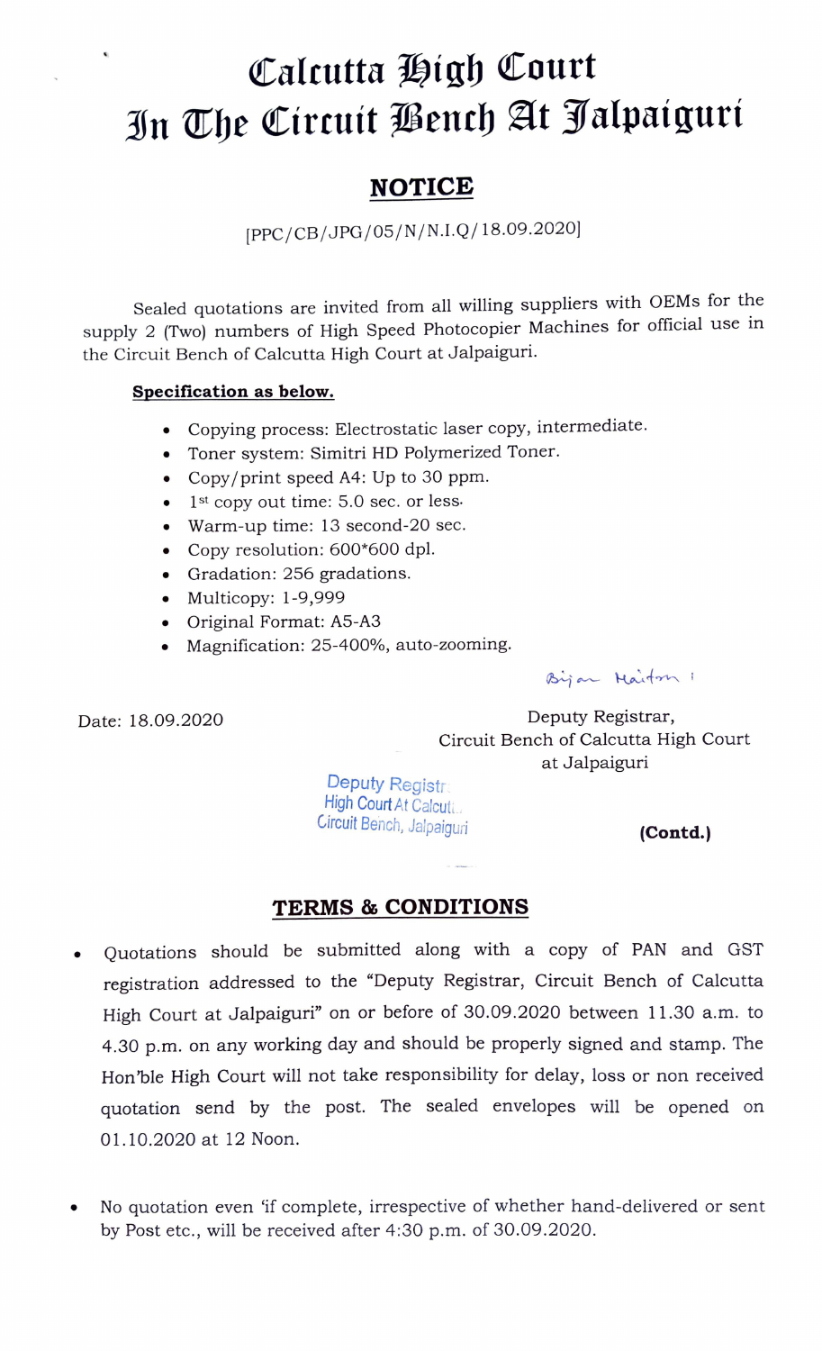# Calcutta High Court
# In The Circuit Bench At Jalpaiguri

## NOTICE

[PPC/CB/JPG/05/N/N.I.Q/18.09.2020]

Sealed quotations are invited from all willing suppliers with OEMs for the supply 2 (Two) numbers of High Speed Photocopier Machines for official use in the Circuit Bench of Calcutta High Court at Jalpaiguri.

**Specification as below.**

- Copying process: Electrostatic laser copy, intermediate.
- Toner system: Simitri HD Polymerized Toner.
- Copy/print speed A4: Up to 30 ppm.
- 1st copy out time: 5.0 sec. or less.
- Warm-up time: 13 second-20 sec.
- Copy resolution: 600*600 dpl.
- Gradation: 256 gradations.
- Multicopy: 1-9,999
- Original Format: A5-A3
- Magnification: 25-400%, auto-zooming.

Bijan Haitom

Date: 18.09.2020

Deputy Registrar,
Circuit Bench of Calcutta High Court
at Jalpaiguri

Deputy Registr.
High Court At Calcutt.
Circuit Bench, Jalpaiguri

**(Contd.)**

## TERMS & CONDITIONS

- Quotations should be submitted along with a copy of PAN and GST registration addressed to the "Deputy Registrar, Circuit Bench of Calcutta High Court at Jalpaiguri" on or before of 30.09.2020 between 11.30 a.m. to 4.30 p.m. on any working day and should be properly signed and stamp. The Hon'ble High Court will not take responsibility for delay, loss or non received quotation send by the post. The sealed envelopes will be opened on 01.10.2020 at 12 Noon.

- No quotation even 'if complete, irrespective of whether hand-delivered or sent by Post etc., will be received after 4:30 p.m. of 30.09.2020.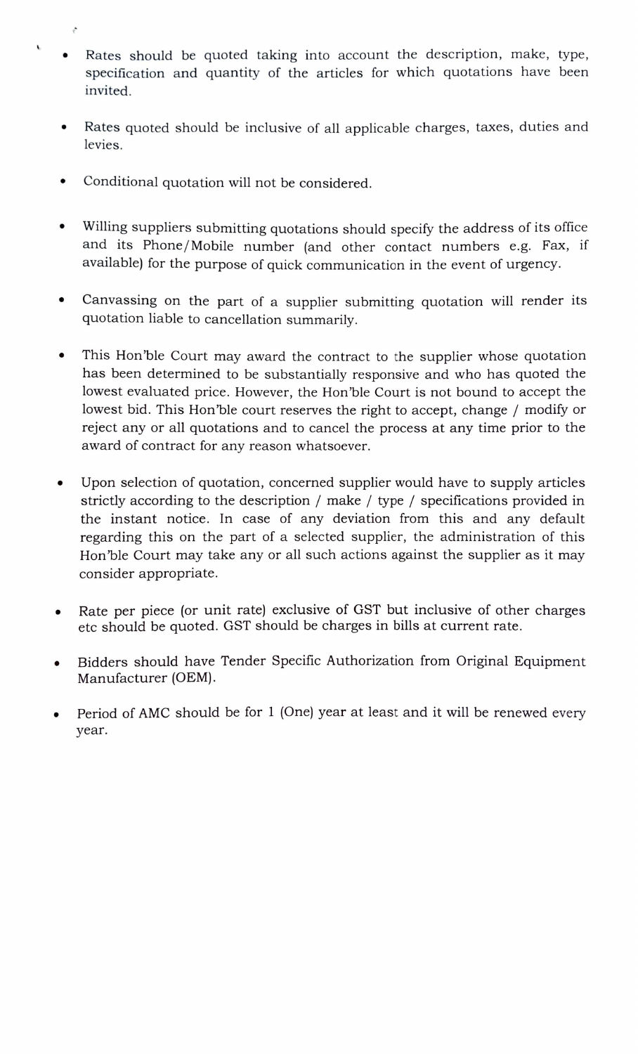- Rates should be quoted taking into account the description, make, type, specification and quantity of the articles for which quotations have been invited.
- Rates quoted should be inclusive of all applicable charges, taxes, duties and levies.
- Conditional quotation will not be considered.
- Willing suppliers submitting quotations should specify the address of its office and its Phone/Mobile number (and other contact numbers e.g. Fax, if available) for the purpose of quick communication in the event of urgency.
- Canvassing on the part of a supplier submitting quotation will render its quotation liable to cancellation summarily.
- This Hon'ble Court may award the contract to the supplier whose quotation has been determined to be substantially responsive and who has quoted the lowest evaluated price. However, the Hon'ble Court is not bound to accept the lowest bid. This Hon'ble court reserves the right to accept, change / modify or reject any or all quotations and to cancel the process at any time prior to the award of contract for any reason whatsoever.
- Upon selection of quotation, concerned supplier would have to supply articles strictly according to the description / make / type / specifications provided in the instant notice. In case of any deviation from this and any default regarding this on the part of a selected supplier, the administration of this Hon'ble Court may take any or all such actions against the supplier as it may consider appropriate.
- Rate per piece (or unit rate) exclusive of GST but inclusive of other charges etc should be quoted. GST should be charges in bills at current rate.
- Bidders should have Tender Specific Authorization from Original Equipment Manufacturer (OEM).
- Period of AMC should be for 1 (One) year at least and it will be renewed every year.